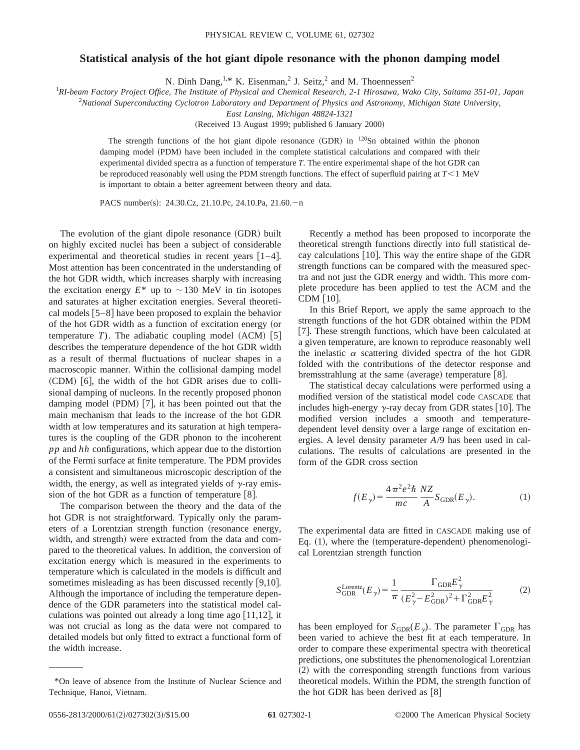# Statistical analysis of the hot giant dipole resonance with the phonon damping model

N. Dinh Dang,[1,*] K. Eisenman,[2] J. Seitz,[2] and M. Thoennessen[2]

[1] *RI-beam Factory Project Office, The Institute of Physical and Chemical Research, 2-1 Hirosawa, Wako City, Saitama 351-01, Japan*

[2] *National Superconducting Cyclotron Laboratory and Department of Physics and Astronomy, Michigan State University, East Lansing, Michigan 48824-1321*

(Received 13 August 1999; published 6 January 2000)

The strength functions of the hot giant dipole resonance (GDR) in $^{120}$Sn obtained within the phonon damping model (PDM) have been included in the complete statistical calculations and compared with their experimental divided spectra as a function of temperature $T$. The entire experimental shape of the hot GDR can be reproduced reasonably well using the PDM strength functions. The effect of superfluid pairing at $T<1$ MeV is important to obtain a better agreement between theory and data.

PACS number(s): 24.30.Cz, 21.10.Pc, 24.10.Pa, 21.60.−n

The evolution of the giant dipole resonance (GDR) built on highly excited nuclei has been a subject of considerable experimental and theoretical studies in recent years [1–4]. Most attention has been concentrated in the understanding of the hot GDR width, which increases sharply with increasing the excitation energy $E^*$ up to ~130 MeV in tin isotopes and saturates at higher excitation energies. Several theoretical models [5–8] have been proposed to explain the behavior of the hot GDR width as a function of excitation energy (or temperature $T$). The adiabatic coupling model (ACM) [5] describes the temperature dependence of the hot GDR width as a result of thermal fluctuations of nuclear shapes in a macroscopic manner. Within the collisional damping model (CDM) [6], the width of the hot GDR arises due to collisional damping of nucleons. In the recently proposed phonon damping model (PDM) [7], it has been pointed out that the main mechanism that leads to the increase of the hot GDR width at low temperatures and its saturation at high temperatures is the coupling of the GDR phonon to the incoherent *pp* and *hh* configurations, which appear due to the distortion of the Fermi surface at finite temperature. The PDM provides a consistent and simultaneous microscopic description of the width, the energy, as well as integrated yields of $\gamma$-ray emission of the hot GDR as a function of temperature [8].

The comparison between the theory and the data of the hot GDR is not straightforward. Typically only the parameters of a Lorentzian strength function (resonance energy, width, and strength) were extracted from the data and compared to the theoretical values. In addition, the conversion of excitation energy which is measured in the experiments to temperature which is calculated in the models is difficult and sometimes misleading as has been discussed recently [9,10]. Although the importance of including the temperature dependence of the GDR parameters into the statistical model calculations was pointed out already a long time ago [11,12], it was not crucial as long as the data were not compared to detailed models but only fitted to extract a functional form of the width increase.

Recently a method has been proposed to incorporate the theoretical strength functions directly into full statistical decay calculations [10]. This way the entire shape of the GDR strength functions can be compared with the measured spectra and not just the GDR energy and width. This more complete procedure has been applied to test the ACM and the CDM [10].

In this Brief Report, we apply the same approach to the strength functions of the hot GDR obtained within the PDM [7]. These strength functions, which have been calculated at a given temperature, are known to reproduce reasonably well the inelastic $\alpha$ scattering divided spectra of the hot GDR folded with the contributions of the detector response and bremsstrahlung at the same (average) temperature [8].

The statistical decay calculations were performed using a modified version of the statistical model code CASCADE that includes high-energy $\gamma$-ray decay from GDR states [10]. The modified version includes a smooth and temperature-dependent level density over a large range of excitation energies. A level density parameter $A/9$ has been used in calculations. The results of calculations are presented in the form of the GDR cross section

$$f(E_\gamma)=\frac{4\pi^2e^2\hbar}{mc}\frac{NZ}{A}S_{\rm GDR}(E_\gamma). \tag{1}$$

The experimental data are fitted in CASCADE making use of Eq. (1), where the (temperature-dependent) phenomenological Lorentzian strength function

$$S_{\rm GDR}^{\rm Lorentz}(E_\gamma)=\frac{1}{\pi}\frac{\Gamma_{\rm GDR}E_\gamma^2}{(E_\gamma^2-E_{\rm GDR}^2)^2+\Gamma_{\rm GDR}^2E_\gamma^2} \tag{2}$$

has been employed for $S_{\rm GDR}(E_\gamma)$. The parameter $\Gamma_{\rm GDR}$ has been varied to achieve the best fit at each temperature. In order to compare these experimental spectra with theoretical predictions, one substitutes the phenomenological Lorentzian (2) with the corresponding strength functions from various theoretical models. Within the PDM, the strength function of the hot GDR has been derived as [8]

*On leave of absence from the Institute of Nuclear Science and Technique, Hanoi, Vietnam.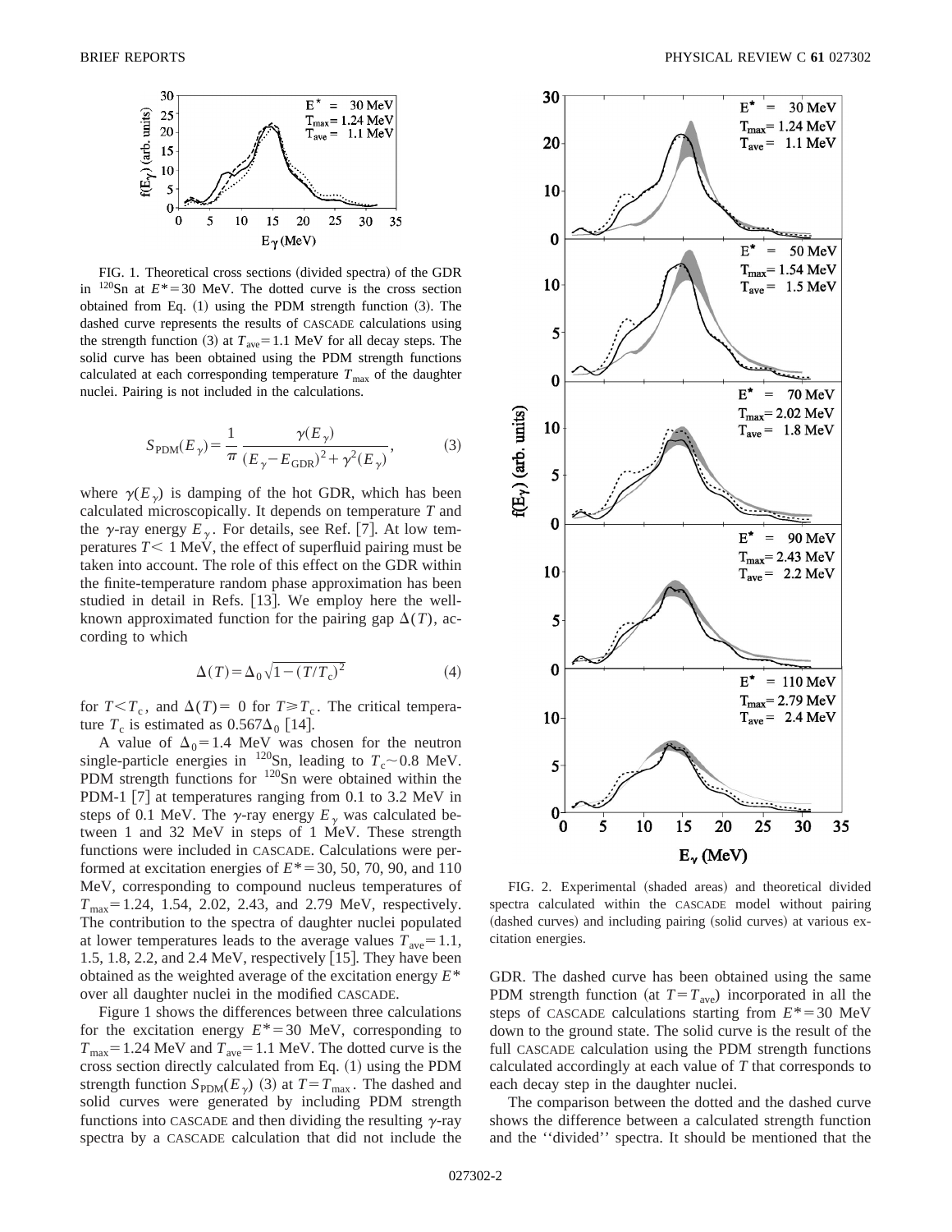FIG. 1. Theoretical cross sections (divided spectra) of the GDR in $^{120}$Sn at $E^*=30$ MeV. The dotted curve is the cross section obtained from Eq. (1) using the PDM strength function (3). The dashed curve represents the results of CASCADE calculations using the strength function (3) at $T_{\rm ave}=1.1$ MeV for all decay steps. The solid curve has been obtained using the PDM strength functions calculated at each corresponding temperature $T_{\rm max}$ of the daughter nuclei. Pairing is not included in the calculations.

$$S_{\rm PDM}(E_\gamma)=\frac{1}{\pi}\frac{\gamma(E_\gamma)}{(E_\gamma-E_{\rm GDR})^2+\gamma^2(E_\gamma)}, \tag{3}$$

where $\gamma(E_\gamma)$ is damping of the hot GDR, which has been calculated microscopically. It depends on temperature $T$ and the $\gamma$-ray energy $E_\gamma$. For details, see Ref. [7]. At low temperatures $T<1$ MeV, the effect of superfluid pairing must be taken into account. The role of this effect on the GDR within the finite-temperature random phase approximation has been studied in detail in Refs. [13]. We employ here the well-known approximated function for the pairing gap $\Delta(T)$, according to which

$$\Delta(T)=\Delta_0\sqrt{1-(T/T_{\rm c})^2} \tag{4}$$

for $T<T_{\rm c}$, and $\Delta(T)=0$ for $T\geqslant T_{\rm c}$. The critical temperature $T_{\rm c}$ is estimated as $0.567\Delta_0$ [14].

A value of $\Delta_0=1.4$ MeV was chosen for the neutron single-particle energies in $^{120}$Sn, leading to $T_{\rm c}\sim 0.8$ MeV. PDM strength functions for $^{120}$Sn were obtained within the PDM-1 [7] at temperatures ranging from 0.1 to 3.2 MeV in steps of 0.1 MeV. The $\gamma$-ray energy $E_\gamma$ was calculated between 1 and 32 MeV in steps of 1 MeV. These strength functions were included in CASCADE. Calculations were performed at excitation energies of $E^*=30$, 50, 70, 90, and 110 MeV, corresponding to compound nucleus temperatures of $T_{\rm max}=1.24$, 1.54, 2.02, 2.43, and 2.79 MeV, respectively. The contribution to the spectra of daughter nuclei populated at lower temperatures leads to the average values $T_{\rm ave}=1.1$, 1.5, 1.8, 2.2, and 2.4 MeV, respectively [15]. They have been obtained as the weighted average of the excitation energy $E^*$ over all daughter nuclei in the modified CASCADE.

Figure 1 shows the differences between three calculations for the excitation energy $E^*=30$ MeV, corresponding to $T_{\rm max}=1.24$ MeV and $T_{\rm ave}=1.1$ MeV. The dotted curve is the cross section directly calculated from Eq. (1) using the PDM strength function $S_{\rm PDM}(E_\gamma)$ (3) at $T=T_{\rm max}$. The dashed and solid curves were generated by including PDM strength functions into CASCADE and then dividing the resulting $\gamma$-ray spectra by a CASCADE calculation that did not include the GDR. The dashed curve has been obtained using the same PDM strength function (at $T=T_{\rm ave}$) incorporated in all the steps of CASCADE calculations starting from $E^*=30$ MeV down to the ground state. The solid curve is the result of the full CASCADE calculation using the PDM strength functions calculated accordingly at each value of $T$ that corresponds to each decay step in the daughter nuclei.

FIG. 2. Experimental (shaded areas) and theoretical divided spectra calculated within the CASCADE model without pairing (dashed curves) and including pairing (solid curves) at various excitation energies.

The comparison between the dotted and the dashed curve shows the difference between a calculated strength function and the "divided" spectra. It should be mentioned that the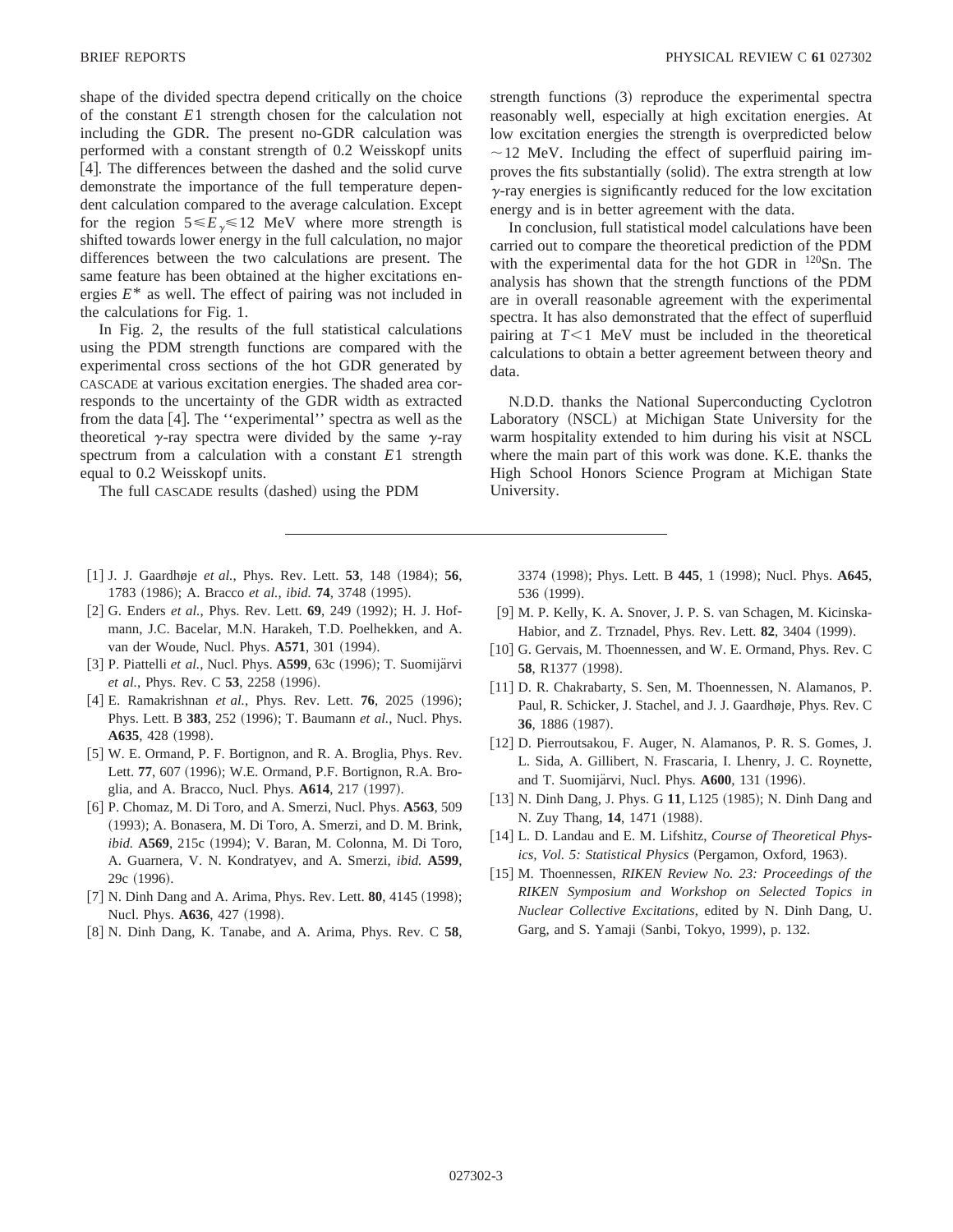shape of the divided spectra depend critically on the choice of the constant $E1$ strength chosen for the calculation not including the GDR. The present no-GDR calculation was performed with a constant strength of 0.2 Weisskopf units [4]. The differences between the dashed and the solid curve demonstrate the importance of the full temperature dependent calculation compared to the average calculation. Except for the region $5 \leqslant E_\gamma \leqslant 12$ MeV where more strength is shifted towards lower energy in the full calculation, no major differences between the two calculations are present. The same feature has been obtained at the higher excitations energies $E^*$ as well. The effect of pairing was not included in the calculations for Fig. 1.

In Fig. 2, the results of the full statistical calculations using the PDM strength functions are compared with the experimental cross sections of the hot GDR generated by CASCADE at various excitation energies. The shaded area corresponds to the uncertainty of the GDR width as extracted from the data [4]. The ''experimental'' spectra as well as the theoretical $\gamma$-ray spectra were divided by the same $\gamma$-ray spectrum from a calculation with a constant $E1$ strength equal to 0.2 Weisskopf units.

The full CASCADE results (dashed) using the PDM strength functions (3) reproduce the experimental spectra reasonably well, especially at high excitation energies. At low excitation energies the strength is overpredicted below $\sim 12$ MeV. Including the effect of superfluid pairing improves the fits substantially (solid). The extra strength at low $\gamma$-ray energies is significantly reduced for the low excitation energy and is in better agreement with the data.

In conclusion, full statistical model calculations have been carried out to compare the theoretical prediction of the PDM with the experimental data for the hot GDR in $^{120}$Sn. The analysis has shown that the strength functions of the PDM are in overall reasonable agreement with the experimental spectra. It has also demonstrated that the effect of superfluid pairing at $T < 1$ MeV must be included in the theoretical calculations to obtain a better agreement between theory and data.

N.D.D. thanks the National Superconducting Cyclotron Laboratory (NSCL) at Michigan State University for the warm hospitality extended to him during his visit at NSCL where the main part of this work was done. K.E. thanks the High School Honors Science Program at Michigan State University.

---

[1] J. J. Gaardhøje *et al.*, Phys. Rev. Lett. **53**, 148 (1984); **56**, 1783 (1986); A. Bracco *et al.*, *ibid.* **74**, 3748 (1995).

[2] G. Enders *et al.*, Phys. Rev. Lett. **69**, 249 (1992); H. J. Hofmann, J.C. Bacelar, M.N. Harakeh, T.D. Poelhekken, and A. van der Woude, Nucl. Phys. **A571**, 301 (1994).

[3] P. Piattelli *et al.*, Nucl. Phys. **A599**, 63c (1996); T. Suomijärvi *et al.*, Phys. Rev. C **53**, 2258 (1996).

[4] E. Ramakrishnan *et al.*, Phys. Rev. Lett. **76**, 2025 (1996); Phys. Lett. B **383**, 252 (1996); T. Baumann *et al.*, Nucl. Phys. **A635**, 428 (1998).

[5] W. E. Ormand, P. F. Bortignon, and R. A. Broglia, Phys. Rev. Lett. **77**, 607 (1996); W.E. Ormand, P.F. Bortignon, R.A. Broglia, and A. Bracco, Nucl. Phys. **A614**, 217 (1997).

[6] P. Chomaz, M. Di Toro, and A. Smerzi, Nucl. Phys. **A563**, 509 (1993); A. Bonasera, M. Di Toro, A. Smerzi, and D. M. Brink, *ibid.* **A569**, 215c (1994); V. Baran, M. Colonna, M. Di Toro, A. Guarnera, V. N. Kondratyev, and A. Smerzi, *ibid.* **A599**, 29c (1996).

[7] N. Dinh Dang and A. Arima, Phys. Rev. Lett. **80**, 4145 (1998); Nucl. Phys. **A636**, 427 (1998).

[8] N. Dinh Dang, K. Tanabe, and A. Arima, Phys. Rev. C **58**, 3374 (1998); Phys. Lett. B **445**, 1 (1998); Nucl. Phys. **A645**, 536 (1999).

[9] M. P. Kelly, K. A. Snover, J. P. S. van Schagen, M. Kicinska-Habior, and Z. Trznadel, Phys. Rev. Lett. **82**, 3404 (1999).

[10] G. Gervais, M. Thoennessen, and W. E. Ormand, Phys. Rev. C **58**, R1377 (1998).

[11] D. R. Chakrabarty, S. Sen, M. Thoennessen, N. Alamanos, P. Paul, R. Schicker, J. Stachel, and J. J. Gaardhøje, Phys. Rev. C **36**, 1886 (1987).

[12] D. Pierroutsakou, F. Auger, N. Alamanos, P. R. S. Gomes, J. L. Sida, A. Gillibert, N. Frascaria, I. Lhenry, J. C. Roynette, and T. Suomijärvi, Nucl. Phys. **A600**, 131 (1996).

[13] N. Dinh Dang, J. Phys. G **11**, L125 (1985); N. Dinh Dang and N. Zuy Thang, **14**, 1471 (1988).

[14] L. D. Landau and E. M. Lifshitz, *Course of Theoretical Physics, Vol. 5: Statistical Physics* (Pergamon, Oxford, 1963).

[15] M. Thoennessen, *RIKEN Review No. 23: Proceedings of the RIKEN Symposium and Workshop on Selected Topics in Nuclear Collective Excitations*, edited by N. Dinh Dang, U. Garg, and S. Yamaji (Sanbi, Tokyo, 1999), p. 132.